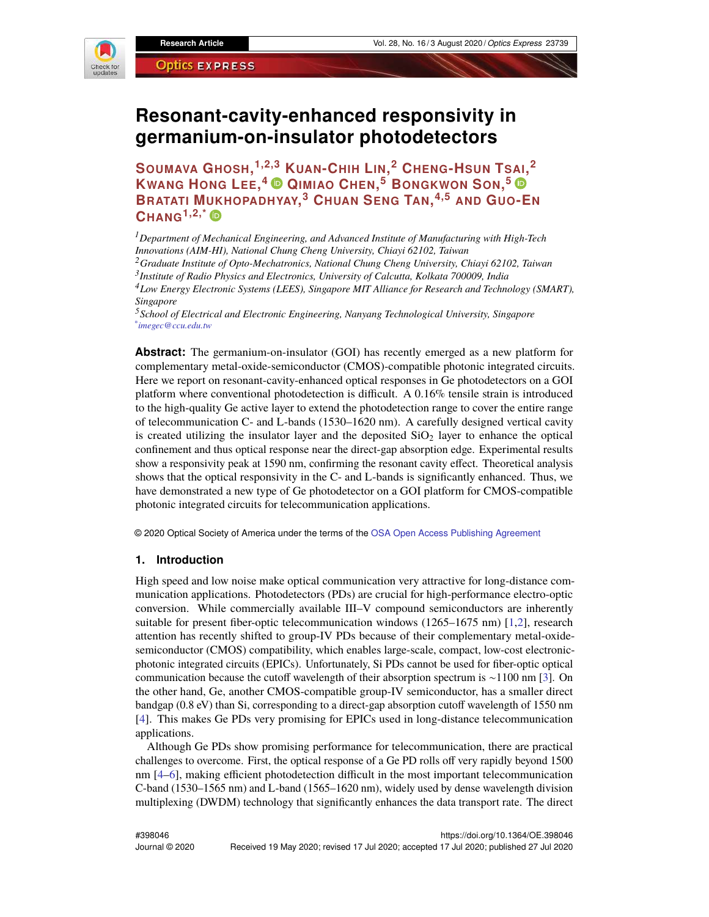# Resonant-cavity-enhanced responsivity in germanium-on-insulator photodetectors

**Soumava Ghosh,**[1,2,3] **Kuan-Chih Lin,**[2] **Cheng-Hsun Tsai,**[2] **Kwang Hong Lee,**[4] **Qimiao Chen,**[5] **Bongkwon Son,**[5] **Bratati Mukhopadhyay,**[3] **Chuan Seng Tan,**[4,5] **and Guo-En Chang**[1,2,*]

[1]*Department of Mechanical Engineering, and Advanced Institute of Manufacturing with High-Tech Innovations (AIM-HI), National Chung Cheng University, Chiayi 62102, Taiwan*
[2]*Graduate Institute of Opto-Mechatronics, National Chung Cheng University, Chiayi 62102, Taiwan*
[3]*Institute of Radio Physics and Electronics, University of Calcutta, Kolkata 700009, India*
[4]*Low Energy Electronic Systems (LEES), Singapore MIT Alliance for Research and Technology (SMART), Singapore*
[5]*School of Electrical and Electronic Engineering, Nanyang Technological University, Singapore*
[*]*imegec@ccu.edu.tw*

**Abstract:** The germanium-on-insulator (GOI) has recently emerged as a new platform for complementary metal-oxide-semiconductor (CMOS)-compatible photonic integrated circuits. Here we report on resonant-cavity-enhanced optical responses in Ge photodetectors on a GOI platform where conventional photodetection is difficult. A 0.16% tensile strain is introduced to the high-quality Ge active layer to extend the photodetection range to cover the entire range of telecommunication C- and L-bands (1530–1620 nm). A carefully designed vertical cavity is created utilizing the insulator layer and the deposited $SiO_2$ layer to enhance the optical confinement and thus optical response near the direct-gap absorption edge. Experimental results show a responsivity peak at 1590 nm, confirming the resonant cavity effect. Theoretical analysis shows that the optical responsivity in the C- and L-bands is significantly enhanced. Thus, we have demonstrated a new type of Ge photodetector on a GOI platform for CMOS-compatible photonic integrated circuits for telecommunication applications.

© 2020 Optical Society of America under the terms of the OSA Open Access Publishing Agreement

## 1. Introduction

High speed and low noise make optical communication very attractive for long-distance communication applications. Photodetectors (PDs) are crucial for high-performance electro-optic conversion. While commercially available III–V compound semiconductors are inherently suitable for present fiber-optic telecommunication windows (1265–1675 nm) [1,2], research attention has recently shifted to group-IV PDs because of their complementary metal-oxide-semiconductor (CMOS) compatibility, which enables large-scale, compact, low-cost electronic-photonic integrated circuits (EPICs). Unfortunately, Si PDs cannot be used for fiber-optic optical communication because the cutoff wavelength of their absorption spectrum is ∼1100 nm [3]. On the other hand, Ge, another CMOS-compatible group-IV semiconductor, has a smaller direct bandgap (0.8 eV) than Si, corresponding to a direct-gap absorption cutoff wavelength of 1550 nm [4]. This makes Ge PDs very promising for EPICs used in long-distance telecommunication applications.

Although Ge PDs show promising performance for telecommunication, there are practical challenges to overcome. First, the optical response of a Ge PD rolls off very rapidly beyond 1500 nm [4–6], making efficient photodetection difficult in the most important telecommunication C-band (1530–1565 nm) and L-band (1565–1620 nm), widely used by dense wavelength division multiplexing (DWDM) technology that significantly enhances the data transport rate. The direct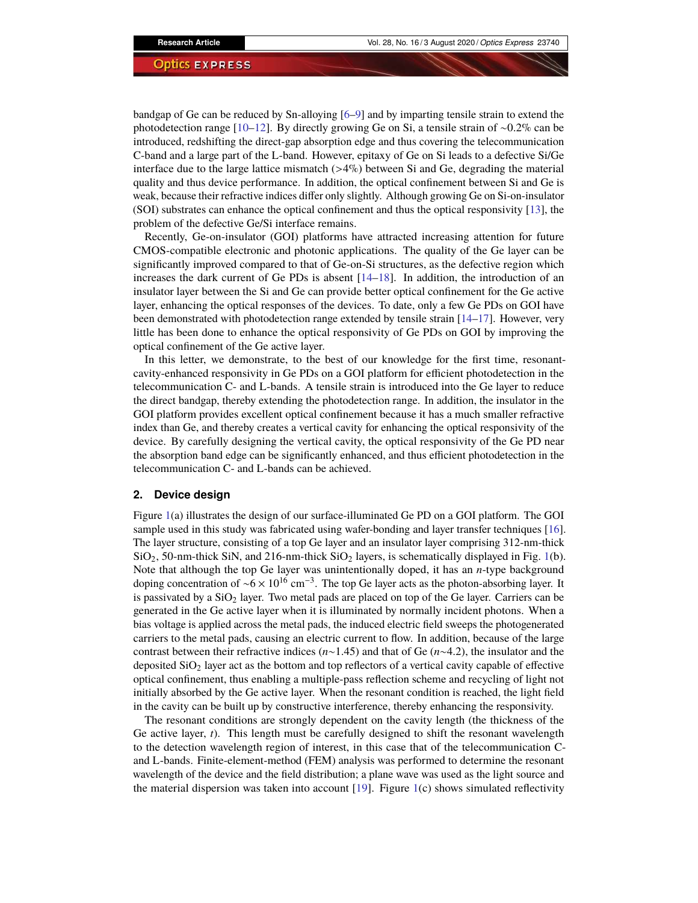bandgap of Ge can be reduced by Sn-alloying [6–9] and by imparting tensile strain to extend the photodetection range [10–12]. By directly growing Ge on Si, a tensile strain of ~0.2% can be introduced, redshifting the direct-gap absorption edge and thus covering the telecommunication C-band and a large part of the L-band. However, epitaxy of Ge on Si leads to a defective Si/Ge interface due to the large lattice mismatch (>4%) between Si and Ge, degrading the material quality and thus device performance. In addition, the optical confinement between Si and Ge is weak, because their refractive indices differ only slightly. Although growing Ge on Si-on-insulator (SOI) substrates can enhance the optical confinement and thus the optical responsivity [13], the problem of the defective Ge/Si interface remains.

Recently, Ge-on-insulator (GOI) platforms have attracted increasing attention for future CMOS-compatible electronic and photonic applications. The quality of the Ge layer can be significantly improved compared to that of Ge-on-Si structures, as the defective region which increases the dark current of Ge PDs is absent [14–18]. In addition, the introduction of an insulator layer between the Si and Ge can provide better optical confinement for the Ge active layer, enhancing the optical responses of the devices. To date, only a few Ge PDs on GOI have been demonstrated with photodetection range extended by tensile strain [14–17]. However, very little has been done to enhance the optical responsivity of Ge PDs on GOI by improving the optical confinement of the Ge active layer.

In this letter, we demonstrate, to the best of our knowledge for the first time, resonant-cavity-enhanced responsivity in Ge PDs on a GOI platform for efficient photodetection in the telecommunication C- and L-bands. A tensile strain is introduced into the Ge layer to reduce the direct bandgap, thereby extending the photodetection range. In addition, the insulator in the GOI platform provides excellent optical confinement because it has a much smaller refractive index than Ge, and thereby creates a vertical cavity for enhancing the optical responsivity of the device. By carefully designing the vertical cavity, the optical responsivity of the Ge PD near the absorption band edge can be significantly enhanced, and thus efficient photodetection in the telecommunication C- and L-bands can be achieved.

## 2. Device design

Figure 1(a) illustrates the design of our surface-illuminated Ge PD on a GOI platform. The GOI sample used in this study was fabricated using wafer-bonding and layer transfer techniques [16]. The layer structure, consisting of a top Ge layer and an insulator layer comprising 312-nm-thick $SiO_2$, 50-nm-thick SiN, and 216-nm-thick $SiO_2$ layers, is schematically displayed in Fig. 1(b). Note that although the top Ge layer was unintentionally doped, it has an *n*-type background doping concentration of ~$6 \times 10^{16}$ $cm^{-3}$. The top Ge layer acts as the photon-absorbing layer. It is passivated by a $SiO_2$ layer. Two metal pads are placed on top of the Ge layer. Carriers can be generated in the Ge active layer when it is illuminated by normally incident photons. When a bias voltage is applied across the metal pads, the induced electric field sweeps the photogenerated carriers to the metal pads, causing an electric current to flow. In addition, because of the large contrast between their refractive indices ($n$~1.45) and that of Ge ($n$~4.2), the insulator and the deposited $SiO_2$ layer act as the bottom and top reflectors of a vertical cavity capable of effective optical confinement, thus enabling a multiple-pass reflection scheme and recycling of light not initially absorbed by the Ge active layer. When the resonant condition is reached, the light field in the cavity can be built up by constructive interference, thereby enhancing the responsivity.

The resonant conditions are strongly dependent on the cavity length (the thickness of the Ge active layer, $t$). This length must be carefully designed to shift the resonant wavelength to the detection wavelength region of interest, in this case that of the telecommunication C- and L-bands. Finite-element-method (FEM) analysis was performed to determine the resonant wavelength of the device and the field distribution; a plane wave was used as the light source and the material dispersion was taken into account [19]. Figure 1(c) shows simulated reflectivity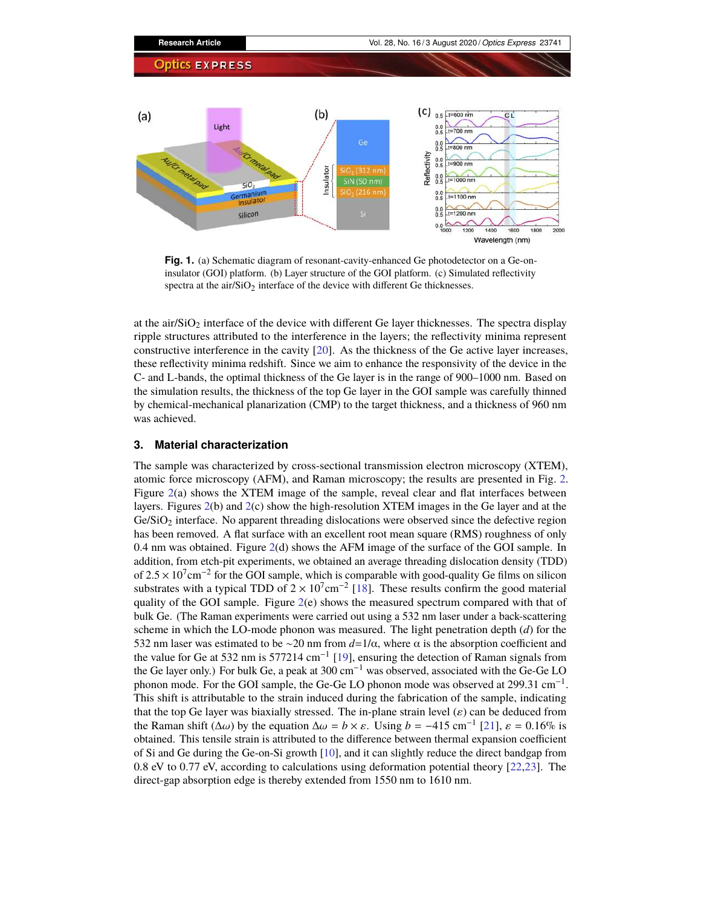**Fig. 1.** (a) Schematic diagram of resonant-cavity-enhanced Ge photodetector on a Ge-on-insulator (GOI) platform. (b) Layer structure of the GOI platform. (c) Simulated reflectivity spectra at the air/$SiO_2$ interface of the device with different Ge thicknesses.

at the air/$SiO_2$ interface of the device with different Ge layer thicknesses. The spectra display ripple structures attributed to the interference in the layers; the reflectivity minima represent constructive interference in the cavity [20]. As the thickness of the Ge active layer increases, these reflectivity minima redshift. Since we aim to enhance the responsivity of the device in the C- and L-bands, the optimal thickness of the Ge layer is in the range of 900–1000 nm. Based on the simulation results, the thickness of the top Ge layer in the GOI sample was carefully thinned by chemical-mechanical planarization (CMP) to the target thickness, and a thickness of 960 nm was achieved.

## 3. Material characterization

The sample was characterized by cross-sectional transmission electron microscopy (XTEM), atomic force microscopy (AFM), and Raman microscopy; the results are presented in Fig. 2. Figure 2(a) shows the XTEM image of the sample, reveal clear and flat interfaces between layers. Figures 2(b) and 2(c) show the high-resolution XTEM images in the Ge layer and at the Ge/$SiO_2$ interface. No apparent threading dislocations were observed since the defective region has been removed. A flat surface with an excellent root mean square (RMS) roughness of only 0.4 nm was obtained. Figure 2(d) shows the AFM image of the surface of the GOI sample. In addition, from etch-pit experiments, we obtained an average threading dislocation density (TDD) of $2.5 \times 10^{7}\text{cm}^{-2}$ for the GOI sample, which is comparable with good-quality Ge films on silicon substrates with a typical TDD of $2 \times 10^{7}\text{cm}^{-2}$ [18]. These results confirm the good material quality of the GOI sample. Figure 2(e) shows the measured spectrum compared with that of bulk Ge. (The Raman experiments were carried out using a 532 nm laser under a back-scattering scheme in which the LO-mode phonon was measured. The light penetration depth ($d$) for the 532 nm laser was estimated to be ~20 nm from $d$=1/α, where α is the absorption coefficient and the value for Ge at 532 nm is 577214 $\text{cm}^{-1}$ [19], ensuring the detection of Raman signals from the Ge layer only.) For bulk Ge, a peak at 300 $\text{cm}^{-1}$ was observed, associated with the Ge-Ge LO phonon mode. For the GOI sample, the Ge-Ge LO phonon mode was observed at 299.31 $\text{cm}^{-1}$. This shift is attributable to the strain induced during the fabrication of the sample, indicating that the top Ge layer was biaxially stressed. The in-plane strain level ($\varepsilon$) can be deduced from the Raman shift ($\Delta\omega$) by the equation $\Delta\omega = b \times \varepsilon$. Using $b = -415$ $\text{cm}^{-1}$ [21], $\varepsilon = 0.16\%$ is obtained. This tensile strain is attributed to the difference between thermal expansion coefficient of Si and Ge during the Ge-on-Si growth [10], and it can slightly reduce the direct bandgap from 0.8 eV to 0.77 eV, according to calculations using deformation potential theory [22,23]. The direct-gap absorption edge is thereby extended from 1550 nm to 1610 nm.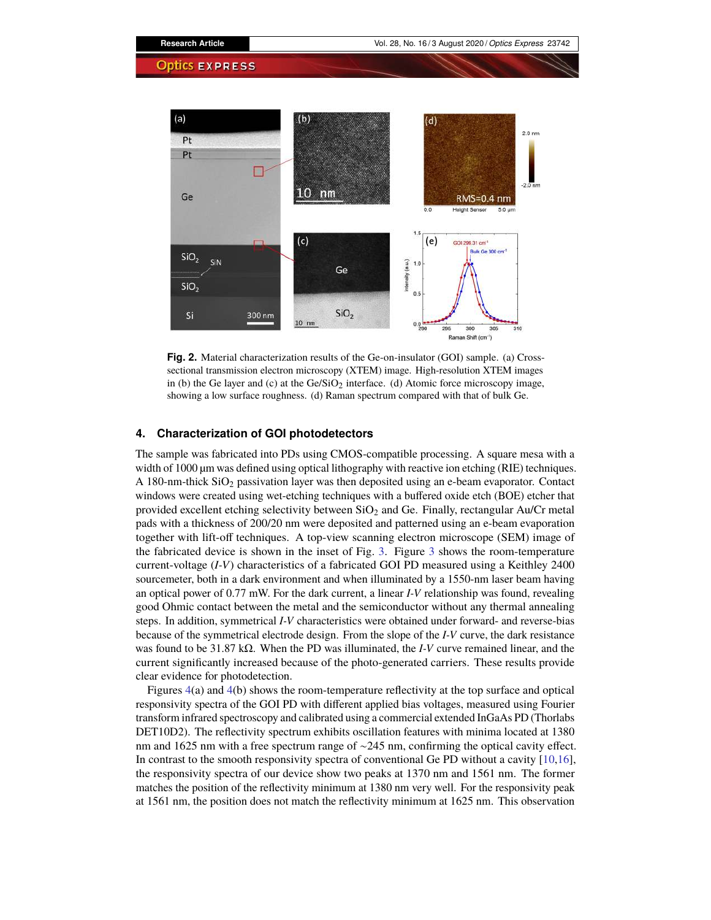**Fig. 2.** Material characterization results of the Ge-on-insulator (GOI) sample. (a) Cross-sectional transmission electron microscopy (XTEM) image. High-resolution XTEM images in (b) the Ge layer and (c) at the Ge/$SiO_2$ interface. (d) Atomic force microscopy image, showing a low surface roughness. (d) Raman spectrum compared with that of bulk Ge.

## 4. Characterization of GOI photodetectors

The sample was fabricated into PDs using CMOS-compatible processing. A square mesa with a width of 1000 μm was defined using optical lithography with reactive ion etching (RIE) techniques. A 180-nm-thick $SiO_2$ passivation layer was then deposited using an e-beam evaporator. Contact windows were created using wet-etching techniques with a buffered oxide etch (BOE) etcher that provided excellent etching selectivity between $SiO_2$ and Ge. Finally, rectangular Au/Cr metal pads with a thickness of 200/20 nm were deposited and patterned using an e-beam evaporation together with lift-off techniques. A top-view scanning electron microscope (SEM) image of the fabricated device is shown in the inset of Fig. 3. Figure 3 shows the room-temperature current-voltage (*I-V*) characteristics of a fabricated GOI PD measured using a Keithley 2400 sourcemeter, both in a dark environment and when illuminated by a 1550-nm laser beam having an optical power of 0.77 mW. For the dark current, a linear *I-V* relationship was found, revealing good Ohmic contact between the metal and the semiconductor without any thermal annealing steps. In addition, symmetrical *I-V* characteristics were obtained under forward- and reverse-bias because of the symmetrical electrode design. From the slope of the *I-V* curve, the dark resistance was found to be 31.87 kΩ. When the PD was illuminated, the *I-V* curve remained linear, and the current significantly increased because of the photo-generated carriers. These results provide clear evidence for photodetection.

Figures 4(a) and 4(b) shows the room-temperature reflectivity at the top surface and optical responsivity spectra of the GOI PD with different applied bias voltages, measured using Fourier transform infrared spectroscopy and calibrated using a commercial extended InGaAs PD (Thorlabs DET10D2). The reflectivity spectrum exhibits oscillation features with minima located at 1380 nm and 1625 nm with a free spectrum range of ~245 nm, confirming the optical cavity effect. In contrast to the smooth responsivity spectra of conventional Ge PD without a cavity [10,16], the responsivity spectra of our device show two peaks at 1370 nm and 1561 nm. The former matches the position of the reflectivity minimum at 1380 nm very well. For the responsivity peak at 1561 nm, the position does not match the reflectivity minimum at 1625 nm. This observation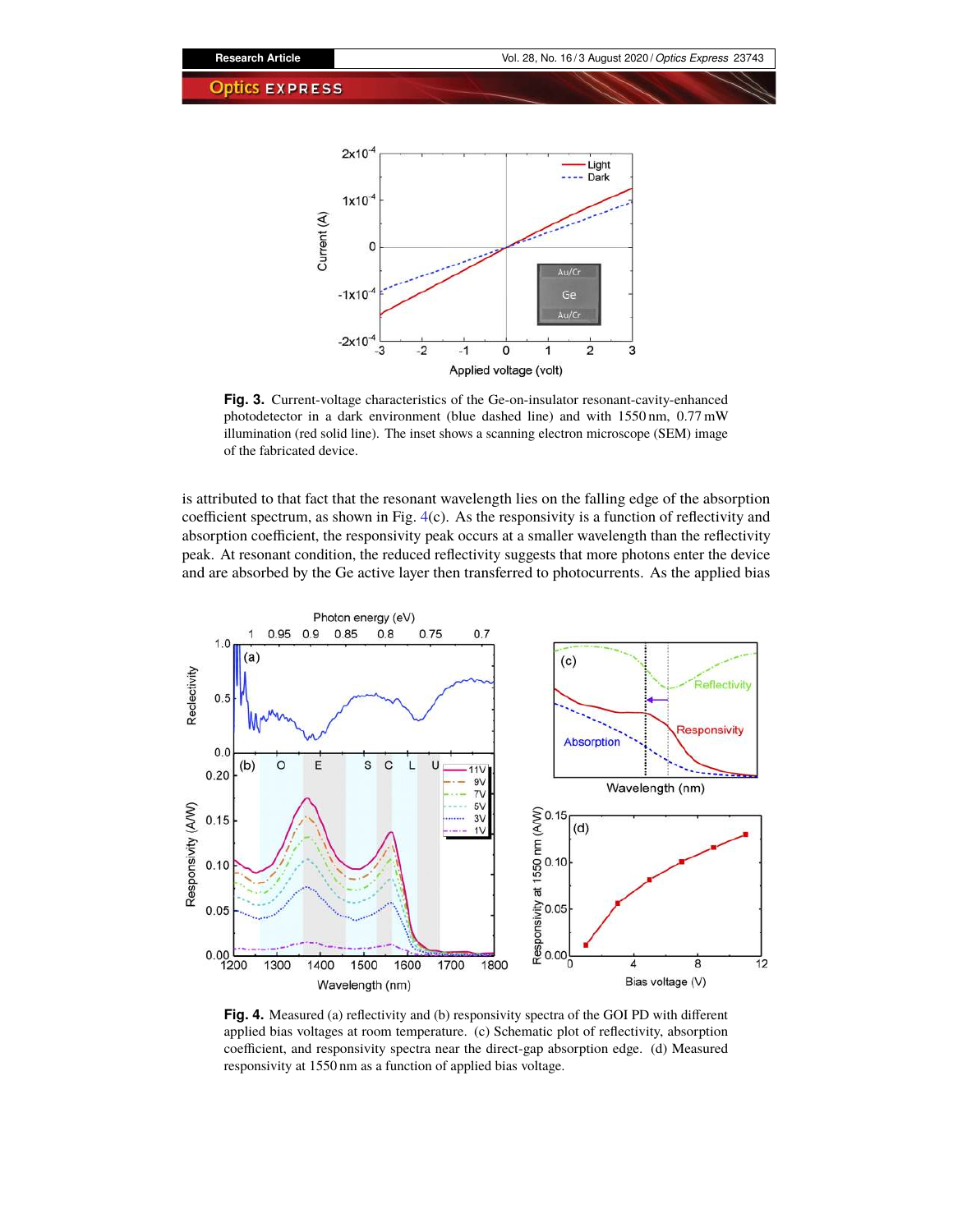**Fig. 3.** Current-voltage characteristics of the Ge-on-insulator resonant-cavity-enhanced photodetector in a dark environment (blue dashed line) and with 1550 nm, 0.77 mW illumination (red solid line). The inset shows a scanning electron microscope (SEM) image of the fabricated device.

is attributed to that fact that the resonant wavelength lies on the falling edge of the absorption coefficient spectrum, as shown in Fig. 4(c). As the responsivity is a function of reflectivity and absorption coefficient, the responsivity peak occurs at a smaller wavelength than the reflectivity peak. At resonant condition, the reduced reflectivity suggests that more photons enter the device and are absorbed by the Ge active layer then transferred to photocurrents. As the applied bias

**Fig. 4.** Measured (a) reflectivity and (b) responsivity spectra of the GOI PD with different applied bias voltages at room temperature. (c) Schematic plot of reflectivity, absorption coefficient, and responsivity spectra near the direct-gap absorption edge. (d) Measured responsivity at 1550 nm as a function of applied bias voltage.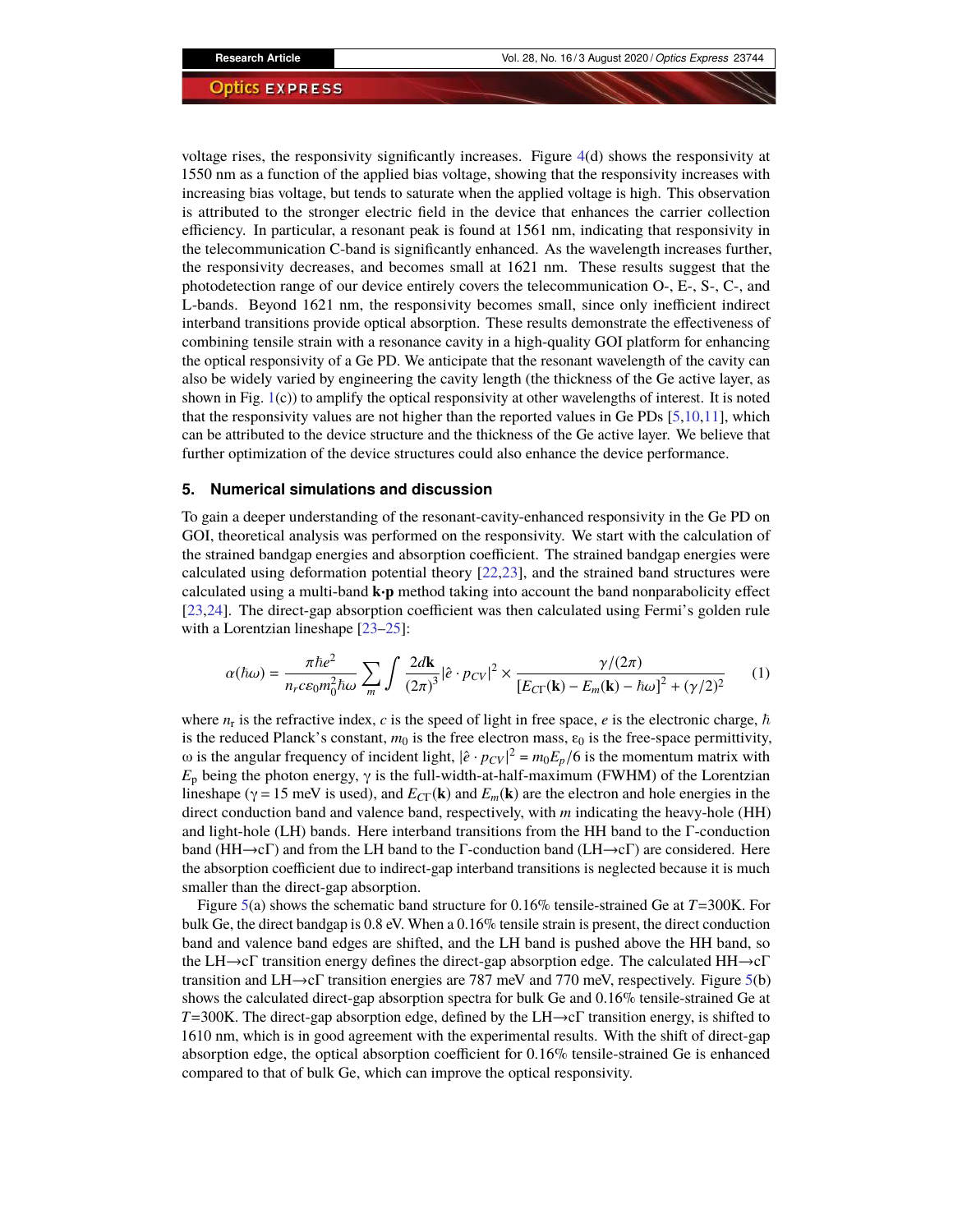voltage rises, the responsivity significantly increases. Figure 4(d) shows the responsivity at 1550 nm as a function of the applied bias voltage, showing that the responsivity increases with increasing bias voltage, but tends to saturate when the applied voltage is high. This observation is attributed to the stronger electric field in the device that enhances the carrier collection efficiency. In particular, a resonant peak is found at 1561 nm, indicating that responsivity in the telecommunication C-band is significantly enhanced. As the wavelength increases further, the responsivity decreases, and becomes small at 1621 nm. These results suggest that the photodetection range of our device entirely covers the telecommunication O-, E-, S-, C-, and L-bands. Beyond 1621 nm, the responsivity becomes small, since only inefficient indirect interband transitions provide optical absorption. These results demonstrate the effectiveness of combining tensile strain with a resonance cavity in a high-quality GOI platform for enhancing the optical responsivity of a Ge PD. We anticipate that the resonant wavelength of the cavity can also be widely varied by engineering the cavity length (the thickness of the Ge active layer, as shown in Fig. 1(c)) to amplify the optical responsivity at other wavelengths of interest. It is noted that the responsivity values are not higher than the reported values in Ge PDs [5,10,11], which can be attributed to the device structure and the thickness of the Ge active layer. We believe that further optimization of the device structures could also enhance the device performance.

## 5. Numerical simulations and discussion

To gain a deeper understanding of the resonant-cavity-enhanced responsivity in the Ge PD on GOI, theoretical analysis was performed on the responsivity. We start with the calculation of the strained bandgap energies and absorption coefficient. The strained bandgap energies were calculated using deformation potential theory [22,23], and the strained band structures were calculated using a multi-band **k·p** method taking into account the band nonparabolicity effect [23,24]. The direct-gap absorption coefficient was then calculated using Fermi's golden rule with a Lorentzian lineshape [23–25]:

$$\alpha(\hbar\omega) = \frac{\pi\hbar e^2}{n_r c\varepsilon_0 m_0^2 \hbar\omega} \sum_m \int \frac{2d\mathbf{k}}{(2\pi)^3} |\hat{e}\cdot p_{CV}|^2 \times \frac{\gamma/(2\pi)}{[E_{C\Gamma}(\mathbf{k}) - E_m(\mathbf{k}) - \hbar\omega]^2 + (\gamma/2)^2} \tag{1}$$

where $n_r$ is the refractive index, $c$ is the speed of light in free space, $e$ is the electronic charge, $\hbar$ is the reduced Planck's constant, $m_0$ is the free electron mass, $\varepsilon_0$ is the free-space permittivity, $\omega$ is the angular frequency of incident light, $|\hat{e}\cdot p_{CV}|^2 = m_0 E_p/6$ is the momentum matrix with $E_p$ being the photon energy, $\gamma$ is the full-width-at-half-maximum (FWHM) of the Lorentzian lineshape ($\gamma = 15$ meV is used), and $E_{C\Gamma}(\mathbf{k})$ and $E_m(\mathbf{k})$ are the electron and hole energies in the direct conduction band and valence band, respectively, with $m$ indicating the heavy-hole (HH) and light-hole (LH) bands. Here interband transitions from the HH band to the Γ-conduction band (HH→cΓ) and from the LH band to the Γ-conduction band (LH→cΓ) are considered. Here the absorption coefficient due to indirect-gap interband transitions is neglected because it is much smaller than the direct-gap absorption.

Figure 5(a) shows the schematic band structure for 0.16% tensile-strained Ge at $T$=300K. For bulk Ge, the direct bandgap is 0.8 eV. When a 0.16% tensile strain is present, the direct conduction band and valence band edges are shifted, and the LH band is pushed above the HH band, so the LH→cΓ transition energy defines the direct-gap absorption edge. The calculated HH→cΓ transition and LH→cΓ transition energies are 787 meV and 770 meV, respectively. Figure 5(b) shows the calculated direct-gap absorption spectra for bulk Ge and 0.16% tensile-strained Ge at $T$=300K. The direct-gap absorption edge, defined by the LH→cΓ transition energy, is shifted to 1610 nm, which is in good agreement with the experimental results. With the shift of direct-gap absorption edge, the optical absorption coefficient for 0.16% tensile-strained Ge is enhanced compared to that of bulk Ge, which can improve the optical responsivity.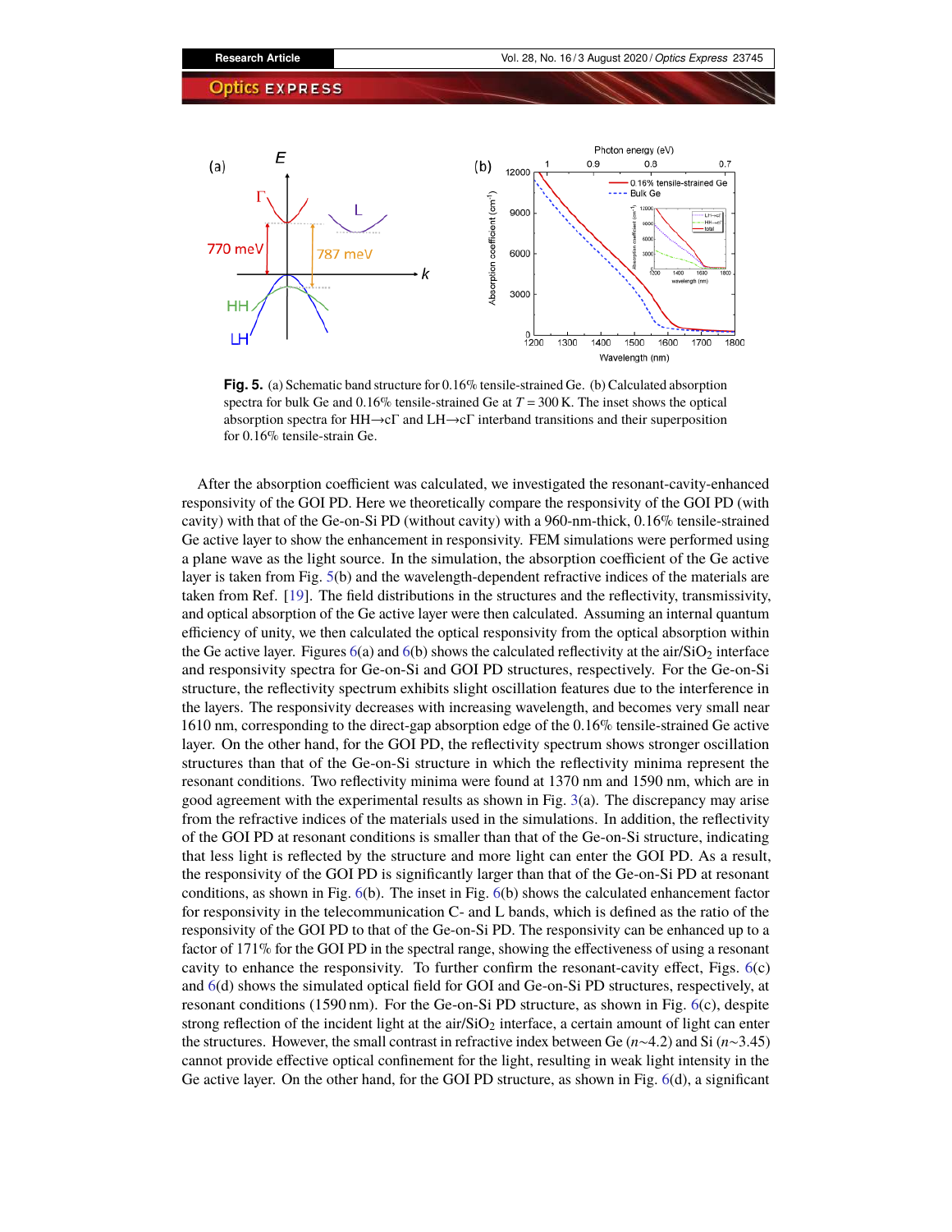**Fig. 5.** (a) Schematic band structure for 0.16% tensile-strained Ge. (b) Calculated absorption spectra for bulk Ge and 0.16% tensile-strained Ge at $T = 300$ K. The inset shows the optical absorption spectra for HH→cΓ and LH→cΓ interband transitions and their superposition for 0.16% tensile-strain Ge.

After the absorption coefficient was calculated, we investigated the resonant-cavity-enhanced responsivity of the GOI PD. Here we theoretically compare the responsivity of the GOI PD (with cavity) with that of the Ge-on-Si PD (without cavity) with a 960-nm-thick, 0.16% tensile-strained Ge active layer to show the enhancement in responsivity. FEM simulations were performed using a plane wave as the light source. In the simulation, the absorption coefficient of the Ge active layer is taken from Fig. 5(b) and the wavelength-dependent refractive indices of the materials are taken from Ref. [19]. The field distributions in the structures and the reflectivity, transmissivity, and optical absorption of the Ge active layer were then calculated. Assuming an internal quantum efficiency of unity, we then calculated the optical responsivity from the optical absorption within the Ge active layer. Figures 6(a) and 6(b) shows the calculated reflectivity at the air/$SiO_2$ interface and responsivity spectra for Ge-on-Si and GOI PD structures, respectively. For the Ge-on-Si structure, the reflectivity spectrum exhibits slight oscillation features due to the interference in the layers. The responsivity decreases with increasing wavelength, and becomes very small near 1610 nm, corresponding to the direct-gap absorption edge of the 0.16% tensile-strained Ge active layer. On the other hand, for the GOI PD, the reflectivity spectrum shows stronger oscillation structures than that of the Ge-on-Si structure in which the reflectivity minima represent the resonant conditions. Two reflectivity minima were found at 1370 nm and 1590 nm, which are in good agreement with the experimental results as shown in Fig. 3(a). The discrepancy may arise from the refractive indices of the materials used in the simulations. In addition, the reflectivity of the GOI PD at resonant conditions is smaller than that of the Ge-on-Si structure, indicating that less light is reflected by the structure and more light can enter the GOI PD. As a result, the responsivity of the GOI PD is significantly larger than that of the Ge-on-Si PD at resonant conditions, as shown in Fig. 6(b). The inset in Fig. 6(b) shows the calculated enhancement factor for responsivity in the telecommunication C- and L bands, which is defined as the ratio of the responsivity of the GOI PD to that of the Ge-on-Si PD. The responsivity can be enhanced up to a factor of 171% for the GOI PD in the spectral range, showing the effectiveness of using a resonant cavity to enhance the responsivity. To further confirm the resonant-cavity effect, Figs. 6(c) and 6(d) shows the simulated optical field for GOI and Ge-on-Si PD structures, respectively, at resonant conditions (1590 nm). For the Ge-on-Si PD structure, as shown in Fig. 6(c), despite strong reflection of the incident light at the air/$SiO_2$ interface, a certain amount of light can enter the structures. However, the small contrast in refractive index between Ge ($n$~4.2) and Si ($n$~3.45) cannot provide effective optical confinement for the light, resulting in weak light intensity in the Ge active layer. On the other hand, for the GOI PD structure, as shown in Fig. 6(d), a significant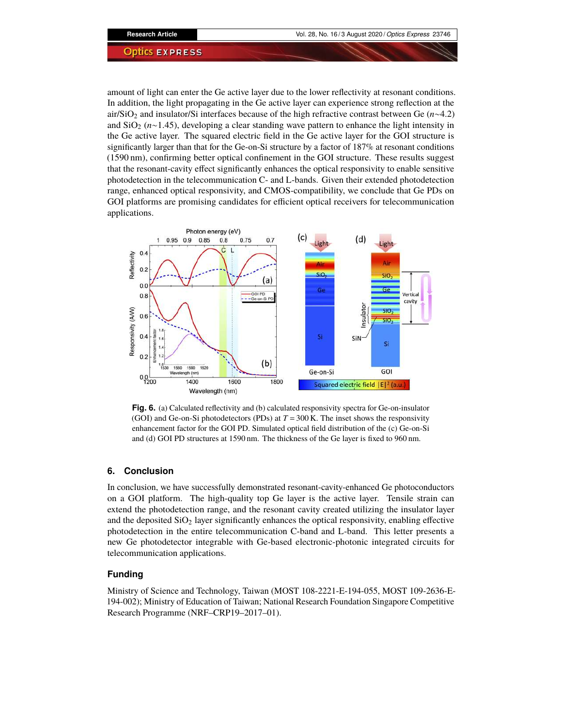amount of light can enter the Ge active layer due to the lower reflectivity at resonant conditions. In addition, the light propagating in the Ge active layer can experience strong reflection at the air/$SiO_2$ and insulator/Si interfaces because of the high refractive contrast between Ge ($n$~4.2) and $SiO_2$ ($n$~1.45), developing a clear standing wave pattern to enhance the light intensity in the Ge active layer. The squared electric field in the Ge active layer for the GOI structure is significantly larger than that for the Ge-on-Si structure by a factor of 187% at resonant conditions (1590 nm), confirming better optical confinement in the GOI structure. These results suggest that the resonant-cavity effect significantly enhances the optical responsivity to enable sensitive photodetection in the telecommunication C- and L-bands. Given their extended photodetection range, enhanced optical responsivity, and CMOS-compatibility, we conclude that Ge PDs on GOI platforms are promising candidates for efficient optical receivers for telecommunication applications.

**Fig. 6.** (a) Calculated reflectivity and (b) calculated responsivity spectra for Ge-on-insulator (GOI) and Ge-on-Si photodetectors (PDs) at $T = 300$ K. The inset shows the responsivity enhancement factor for the GOI PD. Simulated optical field distribution of the (c) Ge-on-Si and (d) GOI PD structures at 1590 nm. The thickness of the Ge layer is fixed to 960 nm.

## 6. Conclusion

In conclusion, we have successfully demonstrated resonant-cavity-enhanced Ge photoconductors on a GOI platform. The high-quality top Ge layer is the active layer. Tensile strain can extend the photodetection range, and the resonant cavity created utilizing the insulator layer and the deposited $SiO_2$ layer significantly enhances the optical responsivity, enabling effective photodetection in the entire telecommunication C-band and L-band. This letter presents a new Ge photodetector integrable with Ge-based electronic-photonic integrated circuits for telecommunication applications.

## Funding

Ministry of Science and Technology, Taiwan (MOST 108-2221-E-194-055, MOST 109-2636-E-194-002); Ministry of Education of Taiwan; National Research Foundation Singapore Competitive Research Programme (NRF–CRP19–2017–01).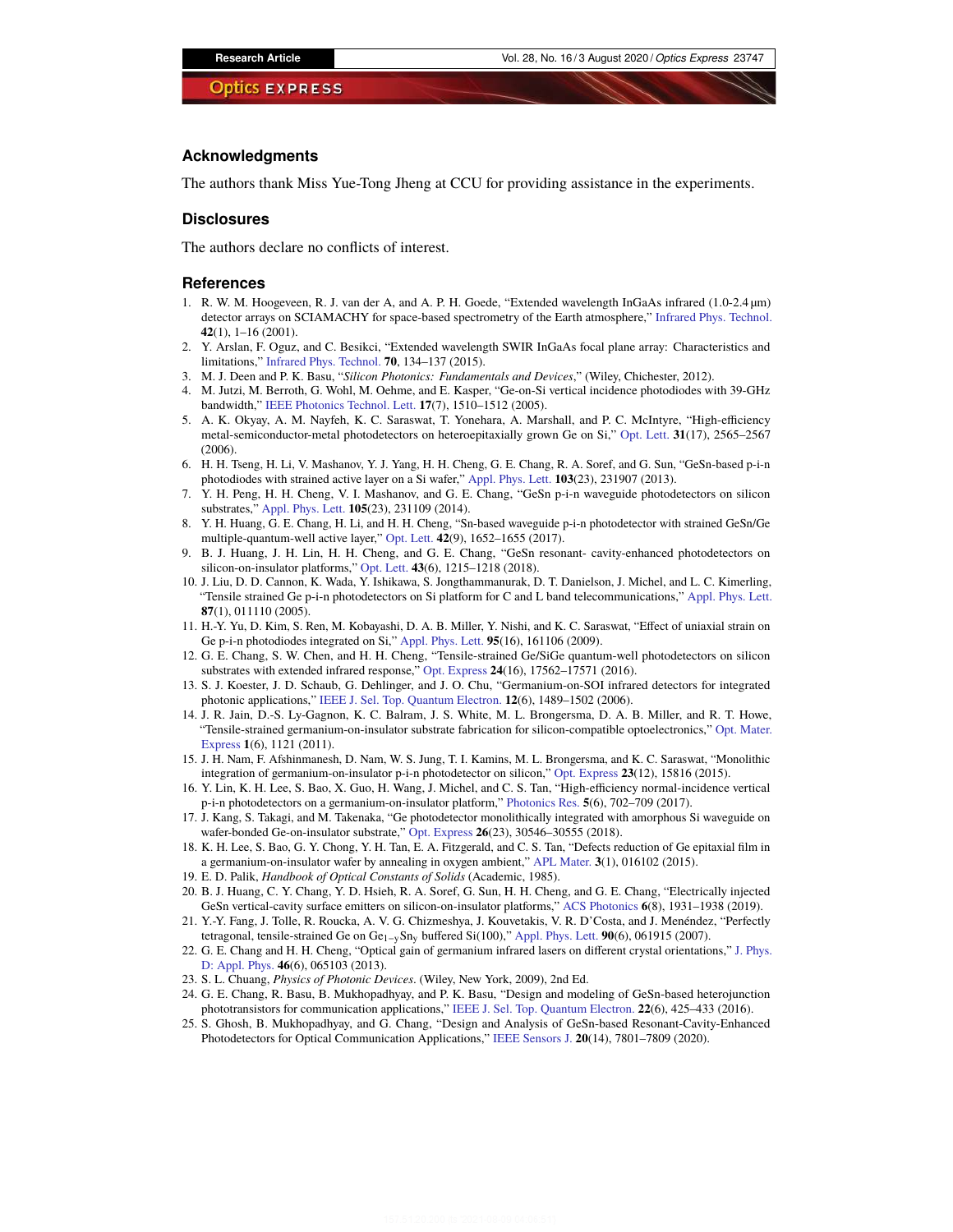## Acknowledgments

The authors thank Miss Yue-Tong Jheng at CCU for providing assistance in the experiments.

## Disclosures

The authors declare no conflicts of interest.

## References

1. R. W. M. Hoogeveen, R. J. van der A, and A. P. H. Goede, "Extended wavelength InGaAs infrared (1.0-2.4 μm) detector arrays on SCIAMACHY for space-based spectrometry of the Earth atmosphere," Infrared Phys. Technol. **42**(1), 1–16 (2001).
2. Y. Arslan, F. Oguz, and C. Besikci, "Extended wavelength SWIR InGaAs focal plane array: Characteristics and limitations," Infrared Phys. Technol. **70**, 134–137 (2015).
3. M. J. Deen and P. K. Basu, "*Silicon Photonics: Fundamentals and Devices*," (Wiley, Chichester, 2012).
4. M. Jutzi, M. Berroth, G. Wohl, M. Oehme, and E. Kasper, "Ge-on-Si vertical incidence photodiodes with 39-GHz bandwidth," IEEE Photonics Technol. Lett. **17**(7), 1510–1512 (2005).
5. A. K. Okyay, A. M. Nayfeh, K. C. Saraswat, T. Yonehara, A. Marshall, and P. C. McIntyre, "High-efficiency metal-semiconductor-metal photodetectors on heteroepitaxially grown Ge on Si," Opt. Lett. **31**(17), 2565–2567 (2006).
6. H. H. Tseng, H. Li, V. Mashanov, Y. J. Yang, H. H. Cheng, G. E. Chang, R. A. Soref, and G. Sun, "GeSn-based p-i-n photodiodes with strained active layer on a Si wafer," Appl. Phys. Lett. **103**(23), 231907 (2013).
7. Y. H. Peng, H. H. Cheng, V. I. Mashanov, and G. E. Chang, "GeSn p-i-n waveguide photodetectors on silicon substrates," Appl. Phys. Lett. **105**(23), 231109 (2014).
8. Y. H. Huang, G. E. Chang, H. Li, and H. H. Cheng, "Sn-based waveguide p-i-n photodetector with strained GeSn/Ge multiple-quantum-well active layer," Opt. Lett. **42**(9), 1652–1655 (2017).
9. B. J. Huang, J. H. Lin, H. H. Cheng, and G. E. Chang, "GeSn resonant- cavity-enhanced photodetectors on silicon-on-insulator platforms," Opt. Lett. **43**(6), 1215–1218 (2018).
10. J. Liu, D. D. Cannon, K. Wada, Y. Ishikawa, S. Jongthammanurak, D. T. Danielson, J. Michel, and L. C. Kimerling, "Tensile strained Ge p-i-n photodetectors on Si platform for C and L band telecommunications," Appl. Phys. Lett. **87**(1), 011110 (2005).
11. H.-Y. Yu, D. Kim, S. Ren, M. Kobayashi, D. A. B. Miller, Y. Nishi, and K. C. Saraswat, "Effect of uniaxial strain on Ge p-i-n photodiodes integrated on Si," Appl. Phys. Lett. **95**(16), 161106 (2009).
12. G. E. Chang, S. W. Chen, and H. H. Cheng, "Tensile-strained Ge/SiGe quantum-well photodetectors on silicon substrates with extended infrared response," Opt. Express **24**(16), 17562–17571 (2016).
13. S. J. Koester, J. D. Schaub, G. Dehlinger, and J. O. Chu, "Germanium-on-SOI infrared detectors for integrated photonic applications," IEEE J. Sel. Top. Quantum Electron. **12**(6), 1489–1502 (2006).
14. J. R. Jain, D.-S. Ly-Gagnon, K. C. Balram, J. S. White, M. L. Brongersma, D. A. B. Miller, and R. T. Howe, "Tensile-strained germanium-on-insulator substrate fabrication for silicon-compatible optoelectronics," Opt. Mater. Express **1**(6), 1121 (2011).
15. J. H. Nam, F. Afshinmanesh, D. Nam, W. S. Jung, T. I. Kamins, M. L. Brongersma, and K. C. Saraswat, "Monolithic integration of germanium-on-insulator p-i-n photodetector on silicon," Opt. Express **23**(12), 15816 (2015).
16. Y. Lin, K. H. Lee, S. Bao, X. Guo, H. Wang, J. Michel, and C. S. Tan, "High-efficiency normal-incidence vertical p-i-n photodetectors on a germanium-on-insulator platform," Photonics Res. **5**(6), 702–709 (2017).
17. J. Kang, S. Takagi, and M. Takenaka, "Ge photodetector monolithically integrated with amorphous Si waveguide on wafer-bonded Ge-on-insulator substrate," Opt. Express **26**(23), 30546–30555 (2018).
18. K. H. Lee, S. Bao, G. Y. Chong, Y. H. Tan, E. A. Fitzgerald, and C. S. Tan, "Defects reduction of Ge epitaxial film in a germanium-on-insulator wafer by annealing in oxygen ambient," APL Mater. **3**(1), 016102 (2015).
19. E. D. Palik, *Handbook of Optical Constants of Solids* (Academic, 1985).
20. B. J. Huang, C. Y. Chang, Y. D. Hsieh, R. A. Soref, G. Sun, H. H. Cheng, and G. E. Chang, "Electrically injected GeSn vertical-cavity surface emitters on silicon-on-insulator platforms," ACS Photonics **6**(8), 1931–1938 (2019).
21. Y.-Y. Fang, J. Tolle, R. Roucka, A. V. G. Chizmeshya, J. Kouvetakis, V. R. D'Costa, and J. Menéndez, "Perfectly tetragonal, tensile-strained Ge on $Ge_{1-y}Sn_y$ buffered Si(100)," Appl. Phys. Lett. **90**(6), 061915 (2007).
22. G. E. Chang and H. H. Cheng, "Optical gain of germanium infrared lasers on different crystal orientations," J. Phys. D: Appl. Phys. **46**(6), 065103 (2013).
23. S. L. Chuang, *Physics of Photonic Devices*. (Wiley, New York, 2009), 2nd Ed.
24. G. E. Chang, R. Basu, B. Mukhopadhyay, and P. K. Basu, "Design and modeling of GeSn-based heterojunction phototransistors for communication applications," IEEE J. Sel. Top. Quantum Electron. **22**(6), 425–433 (2016).
25. S. Ghosh, B. Mukhopadhyay, and G. Chang, "Design and Analysis of GeSn-based Resonant-Cavity-Enhanced Photodetectors for Optical Communication Applications," IEEE Sensors J. **20**(14), 7801–7809 (2020).